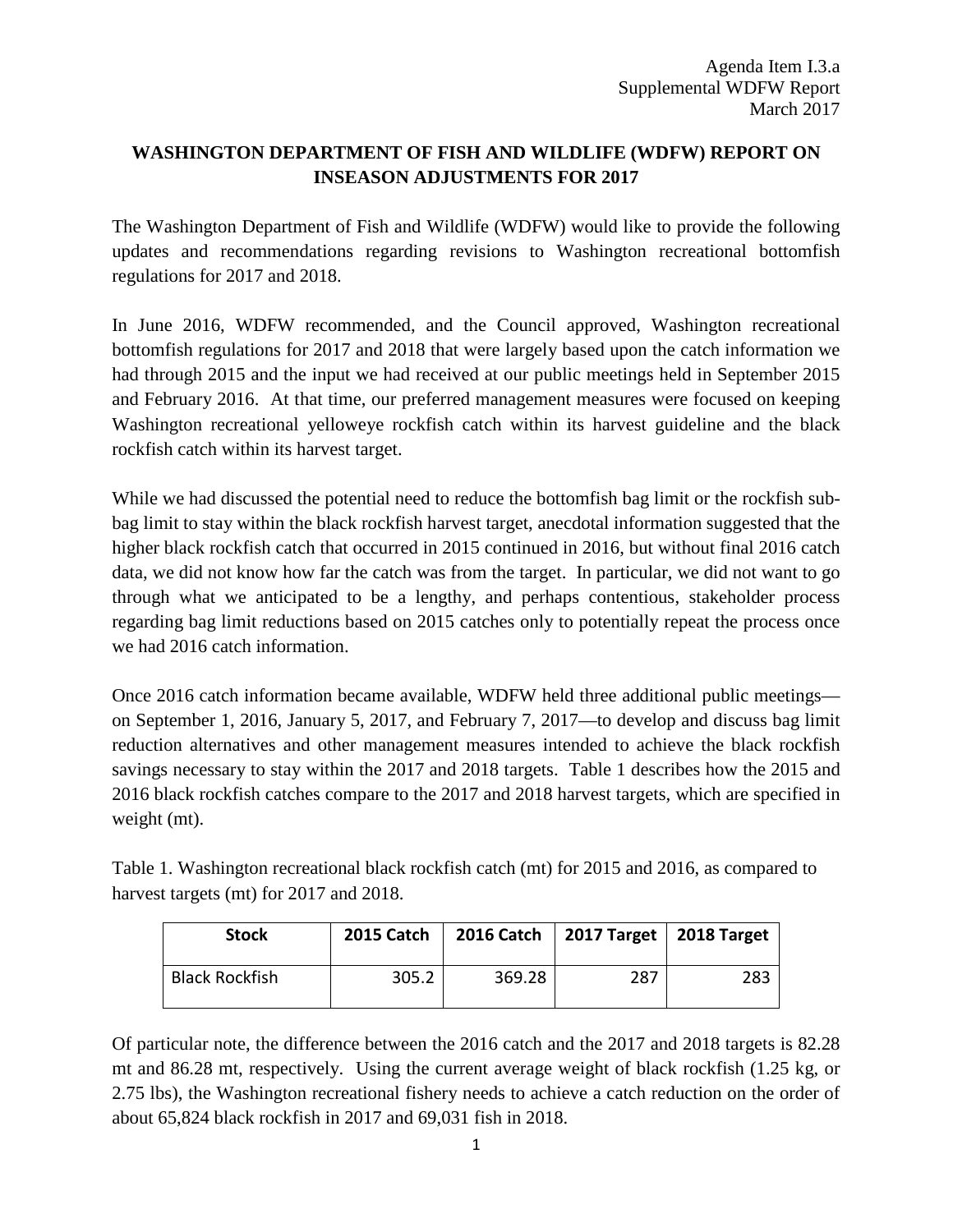Agenda Item I.3.a
Supplemental WDFW Report
March 2017

## WASHINGTON DEPARTMENT OF FISH AND WILDLIFE (WDFW) REPORT ON INSEASON ADJUSTMENTS FOR 2017

The Washington Department of Fish and Wildlife (WDFW) would like to provide the following updates and recommendations regarding revisions to Washington recreational bottomfish regulations for 2017 and 2018.

In June 2016, WDFW recommended, and the Council approved, Washington recreational bottomfish regulations for 2017 and 2018 that were largely based upon the catch information we had through 2015 and the input we had received at our public meetings held in September 2015 and February 2016. At that time, our preferred management measures were focused on keeping Washington recreational yelloweye rockfish catch within its harvest guideline and the black rockfish catch within its harvest target.

While we had discussed the potential need to reduce the bottomfish bag limit or the rockfish sub-bag limit to stay within the black rockfish harvest target, anecdotal information suggested that the higher black rockfish catch that occurred in 2015 continued in 2016, but without final 2016 catch data, we did not know how far the catch was from the target. In particular, we did not want to go through what we anticipated to be a lengthy, and perhaps contentious, stakeholder process regarding bag limit reductions based on 2015 catches only to potentially repeat the process once we had 2016 catch information.

Once 2016 catch information became available, WDFW held three additional public meetings—on September 1, 2016, January 5, 2017, and February 7, 2017—to develop and discuss bag limit reduction alternatives and other management measures intended to achieve the black rockfish savings necessary to stay within the 2017 and 2018 targets. Table 1 describes how the 2015 and 2016 black rockfish catches compare to the 2017 and 2018 harvest targets, which are specified in weight (mt).

Table 1. Washington recreational black rockfish catch (mt) for 2015 and 2016, as compared to harvest targets (mt) for 2017 and 2018.

| Stock | 2015 Catch | 2016 Catch | 2017 Target | 2018 Target |
|---|---|---|---|---|
| Black Rockfish | 305.2 | 369.28 | 287 | 283 |

Of particular note, the difference between the 2016 catch and the 2017 and 2018 targets is 82.28 mt and 86.28 mt, respectively. Using the current average weight of black rockfish (1.25 kg, or 2.75 lbs), the Washington recreational fishery needs to achieve a catch reduction on the order of about 65,824 black rockfish in 2017 and 69,031 fish in 2018.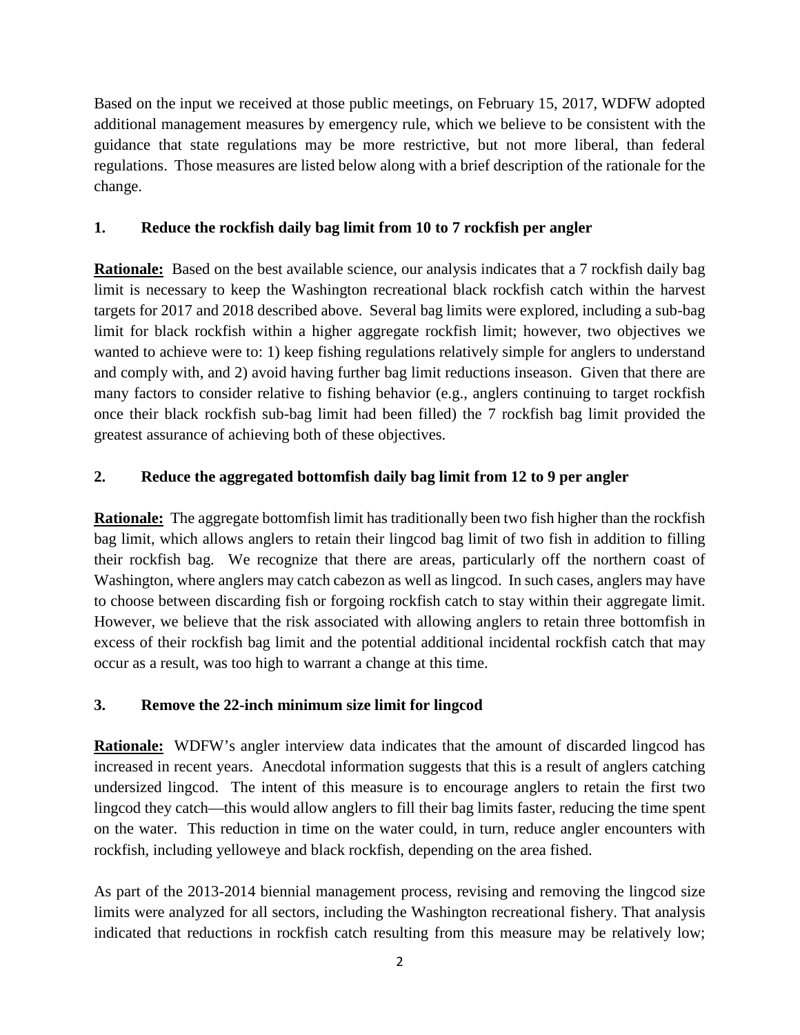Based on the input we received at those public meetings, on February 15, 2017, WDFW adopted additional management measures by emergency rule, which we believe to be consistent with the guidance that state regulations may be more restrictive, but not more liberal, than federal regulations. Those measures are listed below along with a brief description of the rationale for the change.

**1. Reduce the rockfish daily bag limit from 10 to 7 rockfish per angler**

**Rationale:** Based on the best available science, our analysis indicates that a 7 rockfish daily bag limit is necessary to keep the Washington recreational black rockfish catch within the harvest targets for 2017 and 2018 described above. Several bag limits were explored, including a sub-bag limit for black rockfish within a higher aggregate rockfish limit; however, two objectives we wanted to achieve were to: 1) keep fishing regulations relatively simple for anglers to understand and comply with, and 2) avoid having further bag limit reductions inseason. Given that there are many factors to consider relative to fishing behavior (e.g., anglers continuing to target rockfish once their black rockfish sub-bag limit had been filled) the 7 rockfish bag limit provided the greatest assurance of achieving both of these objectives.

**2. Reduce the aggregated bottomfish daily bag limit from 12 to 9 per angler**

**Rationale:** The aggregate bottomfish limit has traditionally been two fish higher than the rockfish bag limit, which allows anglers to retain their lingcod bag limit of two fish in addition to filling their rockfish bag. We recognize that there are areas, particularly off the northern coast of Washington, where anglers may catch cabezon as well as lingcod. In such cases, anglers may have to choose between discarding fish or forgoing rockfish catch to stay within their aggregate limit. However, we believe that the risk associated with allowing anglers to retain three bottomfish in excess of their rockfish bag limit and the potential additional incidental rockfish catch that may occur as a result, was too high to warrant a change at this time.

**3. Remove the 22-inch minimum size limit for lingcod**

**Rationale:** WDFW's angler interview data indicates that the amount of discarded lingcod has increased in recent years. Anecdotal information suggests that this is a result of anglers catching undersized lingcod. The intent of this measure is to encourage anglers to retain the first two lingcod they catch—this would allow anglers to fill their bag limits faster, reducing the time spent on the water. This reduction in time on the water could, in turn, reduce angler encounters with rockfish, including yelloweye and black rockfish, depending on the area fished.

As part of the 2013-2014 biennial management process, revising and removing the lingcod size limits were analyzed for all sectors, including the Washington recreational fishery. That analysis indicated that reductions in rockfish catch resulting from this measure may be relatively low;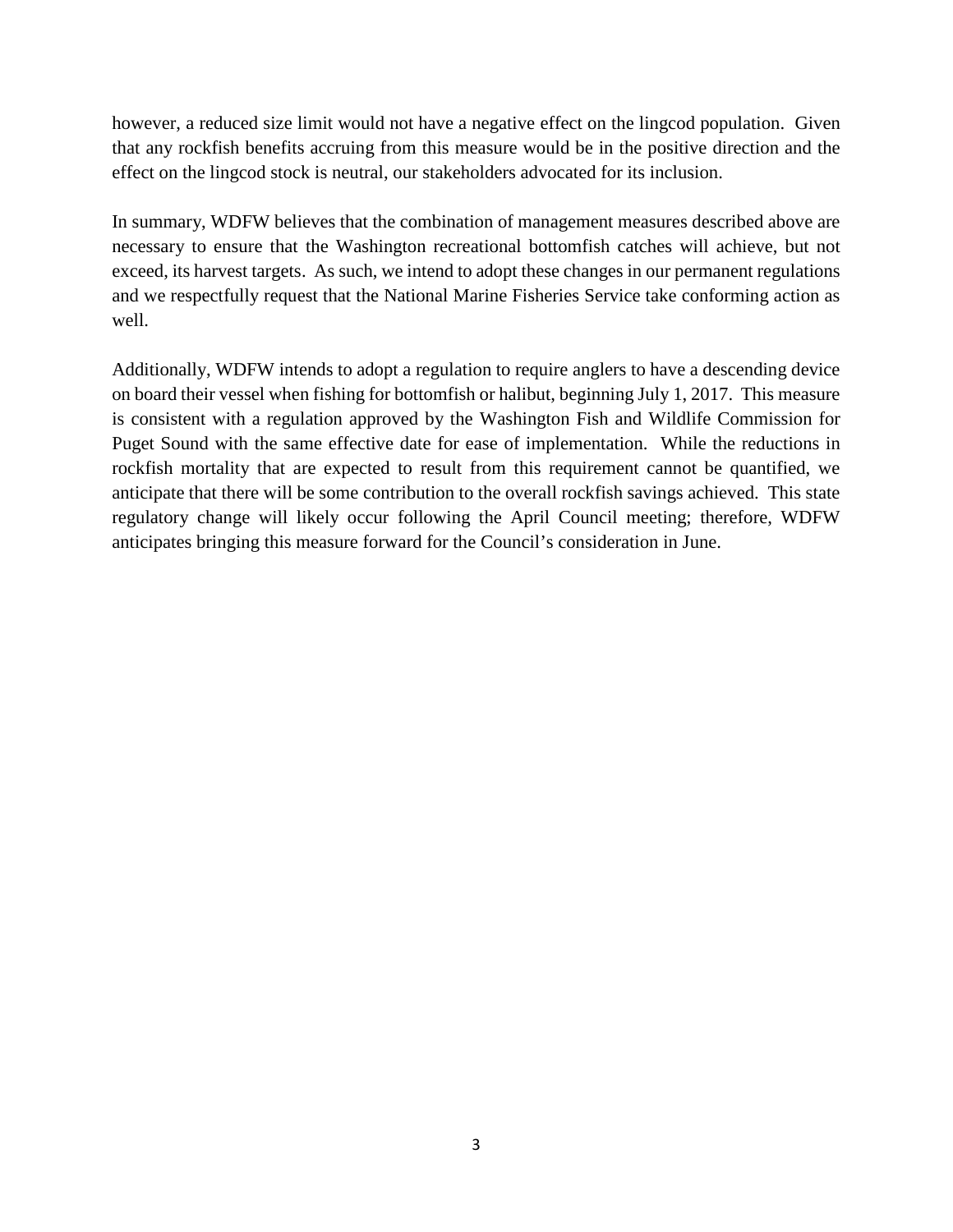however, a reduced size limit would not have a negative effect on the lingcod population. Given that any rockfish benefits accruing from this measure would be in the positive direction and the effect on the lingcod stock is neutral, our stakeholders advocated for its inclusion.

In summary, WDFW believes that the combination of management measures described above are necessary to ensure that the Washington recreational bottomfish catches will achieve, but not exceed, its harvest targets. As such, we intend to adopt these changes in our permanent regulations and we respectfully request that the National Marine Fisheries Service take conforming action as well.

Additionally, WDFW intends to adopt a regulation to require anglers to have a descending device on board their vessel when fishing for bottomfish or halibut, beginning July 1, 2017. This measure is consistent with a regulation approved by the Washington Fish and Wildlife Commission for Puget Sound with the same effective date for ease of implementation. While the reductions in rockfish mortality that are expected to result from this requirement cannot be quantified, we anticipate that there will be some contribution to the overall rockfish savings achieved. This state regulatory change will likely occur following the April Council meeting; therefore, WDFW anticipates bringing this measure forward for the Council's consideration in June.